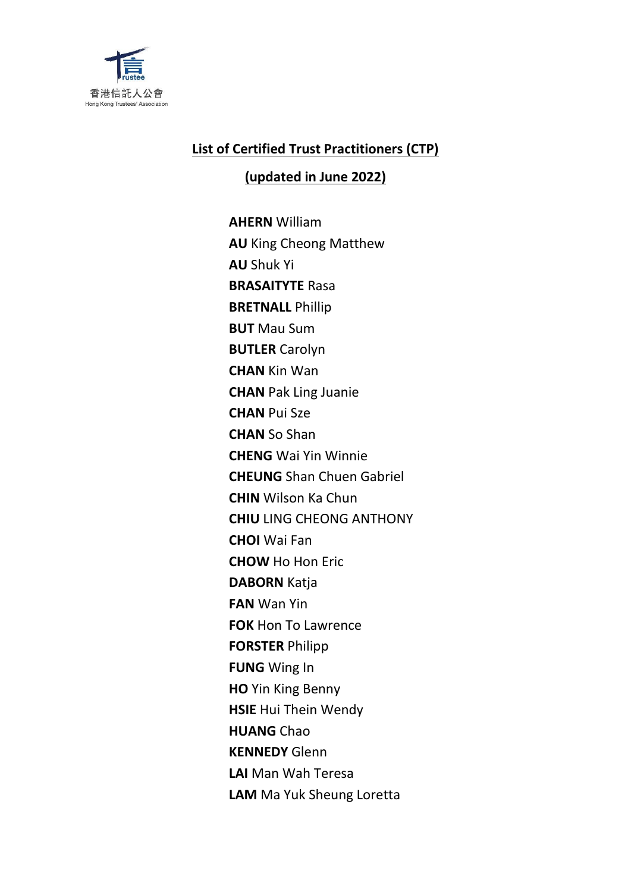香港信託人公會
Hong Kong Trustees' Association

## List of Certified Trust Practitioners (CTP)

## (updated in June 2022)

**AHERN** William
**AU** King Cheong Matthew
**AU** Shuk Yi
**BRASAITYTE** Rasa
**BRETNALL** Phillip
**BUT** Mau Sum
**BUTLER** Carolyn
**CHAN** Kin Wan
**CHAN** Pak Ling Juanie
**CHAN** Pui Sze
**CHAN** So Shan
**CHENG** Wai Yin Winnie
**CHEUNG** Shan Chuen Gabriel
**CHIN** Wilson Ka Chun
**CHIU** LING CHEONG ANTHONY
**CHOI** Wai Fan
**CHOW** Ho Hon Eric
**DABORN** Katja
**FAN** Wan Yin
**FOK** Hon To Lawrence
**FORSTER** Philipp
**FUNG** Wing In
**HO** Yin King Benny
**HSIE** Hui Thein Wendy
**HUANG** Chao
**KENNEDY** Glenn
**LAI** Man Wah Teresa
**LAM** Ma Yuk Sheung Loretta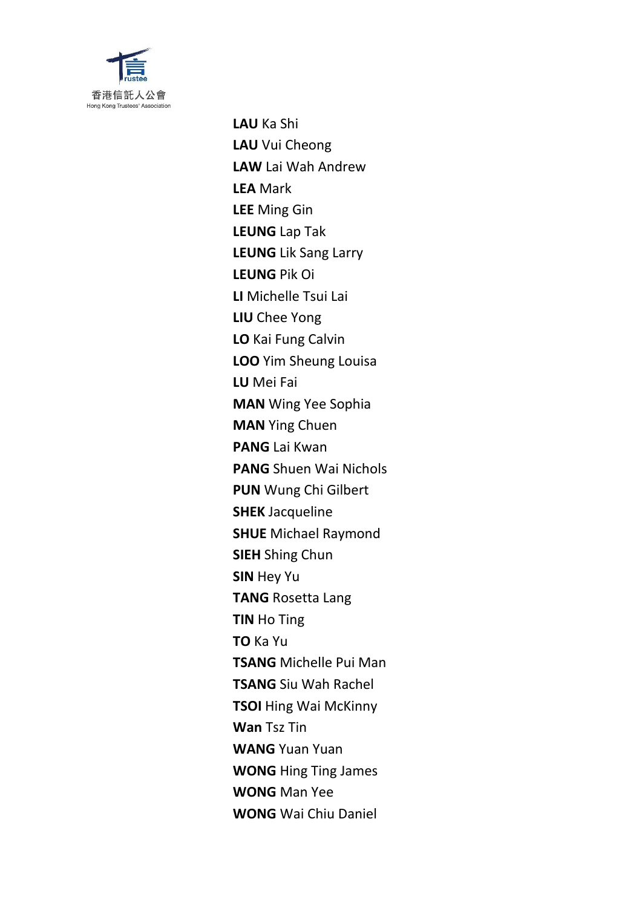**LAU** Ka Shi
**LAU** Vui Cheong
**LAW** Lai Wah Andrew
**LEA** Mark
**LEE** Ming Gin
**LEUNG** Lap Tak
**LEUNG** Lik Sang Larry
**LEUNG** Pik Oi
**LI** Michelle Tsui Lai
**LIU** Chee Yong
**LO** Kai Fung Calvin
**LOO** Yim Sheung Louisa
**LU** Mei Fai
**MAN** Wing Yee Sophia
**MAN** Ying Chuen
**PANG** Lai Kwan
**PANG** Shuen Wai Nichols
**PUN** Wung Chi Gilbert
**SHEK** Jacqueline
**SHUE** Michael Raymond
**SIEH** Shing Chun
**SIN** Hey Yu
**TANG** Rosetta Lang
**TIN** Ho Ting
**TO** Ka Yu
**TSANG** Michelle Pui Man
**TSANG** Siu Wah Rachel
**TSOI** Hing Wai McKinny
**Wan** Tsz Tin
**WANG** Yuan Yuan
**WONG** Hing Ting James
**WONG** Man Yee
**WONG** Wai Chiu Daniel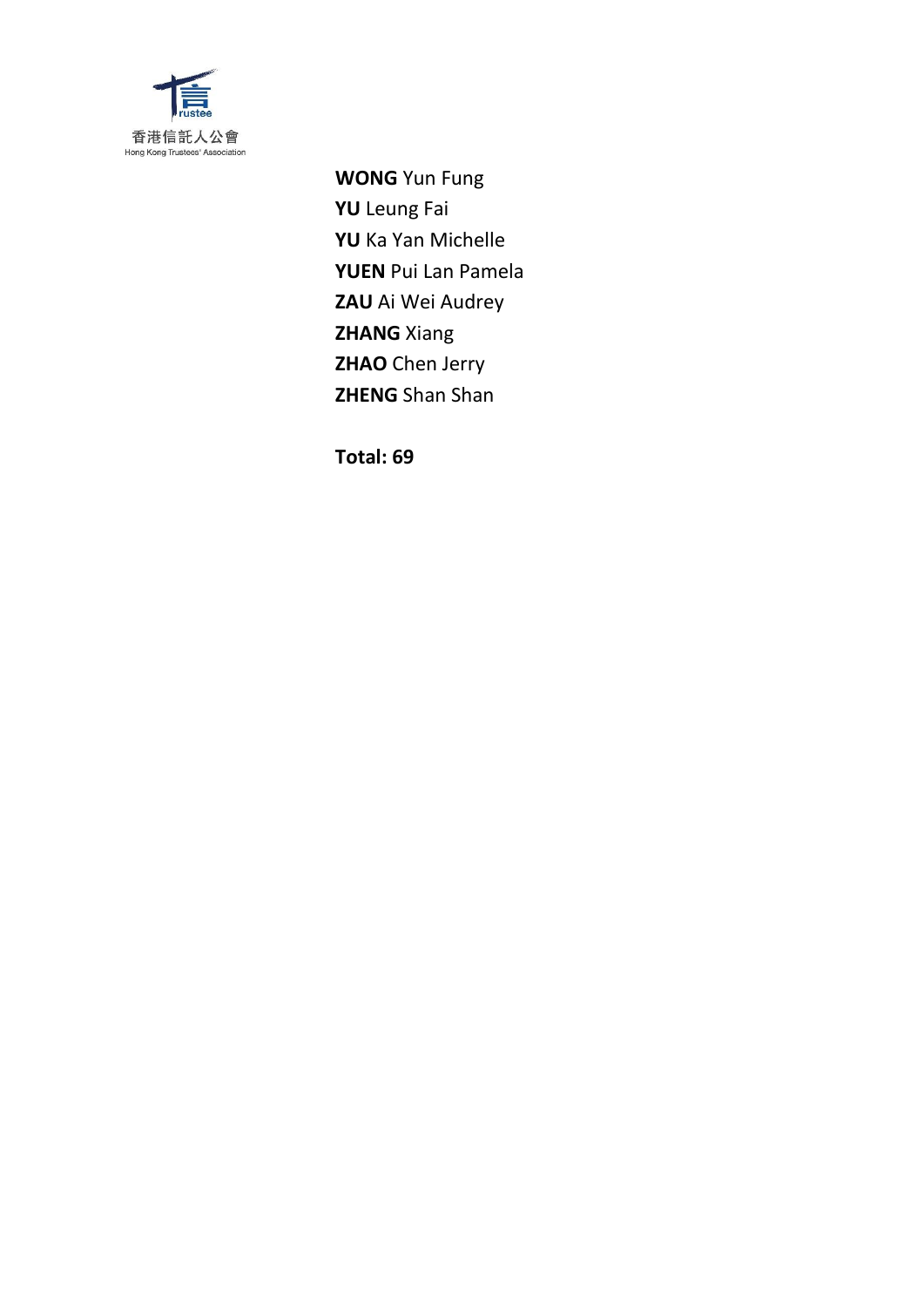**WONG** Yun Fung
**YU** Leung Fai
**YU** Ka Yan Michelle
**YUEN** Pui Lan Pamela
**ZAU** Ai Wei Audrey
**ZHANG** Xiang
**ZHAO** Chen Jerry
**ZHENG** Shan Shan

**Total: 69**